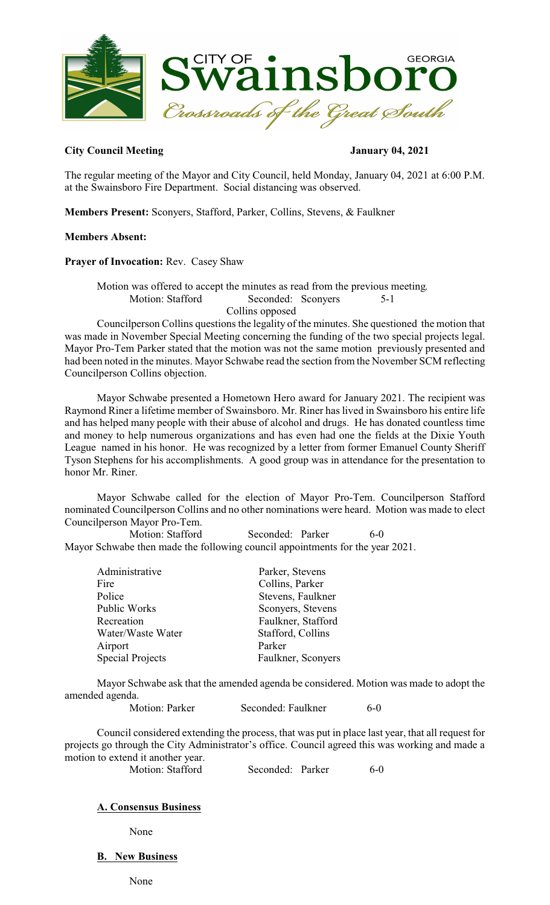**City Council Meeting** **January 04, 2021**

The regular meeting of the Mayor and City Council, held Monday, January 04, 2021 at 6:00 P.M. at the Swainsboro Fire Department. Social distancing was observed.

**Members Present:** Sconyers, Stafford, Parker, Collins, Stevens, & Faulkner

**Members Absent:**

**Prayer of Invocation:** Rev. Casey Shaw

Motion was offered to accept the minutes as read from the previous meeting.
Motion: Stafford Seconded: Sconyers 5-1
Collins opposed

Councilperson Collins questions the legality of the minutes. She questioned the motion that was made in November Special Meeting concerning the funding of the two special projects legal. Mayor Pro-Tem Parker stated that the motion was not the same motion previously presented and had been noted in the minutes. Mayor Schwabe read the section from the November SCM reflecting Councilperson Collins objection.

Mayor Schwabe presented a Hometown Hero award for January 2021. The recipient was Raymond Riner a lifetime member of Swainsboro. Mr. Riner has lived in Swainsboro his entire life and has helped many people with their abuse of alcohol and drugs. He has donated countless time and money to help numerous organizations and has even had one the fields at the Dixie Youth League named in his honor. He was recognized by a letter from former Emanuel County Sheriff Tyson Stephens for his accomplishments. A good group was in attendance for the presentation to honor Mr. Riner.

Mayor Schwabe called for the election of Mayor Pro-Tem. Councilperson Stafford nominated Councilperson Collins and no other nominations were heard. Motion was made to elect Councilperson Mayor Pro-Tem.
Motion: Stafford Seconded: Parker 6-0
Mayor Schwabe then made the following council appointments for the year 2021.

| | |
|---|---|
| Administrative | Parker, Stevens |
| Fire | Collins, Parker |
| Police | Stevens, Faulkner |
| Public Works | Sconyers, Stevens |
| Recreation | Faulkner, Stafford |
| Water/Waste Water | Stafford, Collins |
| Airport | Parker |
| Special Projects | Faulkner, Sconyers |

Mayor Schwabe ask that the amended agenda be considered. Motion was made to adopt the amended agenda.
Motion: Parker Seconded: Faulkner 6-0

Council considered extending the process, that was put in place last year, that all request for projects go through the City Administrator's office. Council agreed this was working and made a motion to extend it another year.
Motion: Stafford Seconded: Parker 6-0

**A. Consensus Business**

None

**B. New Business**

None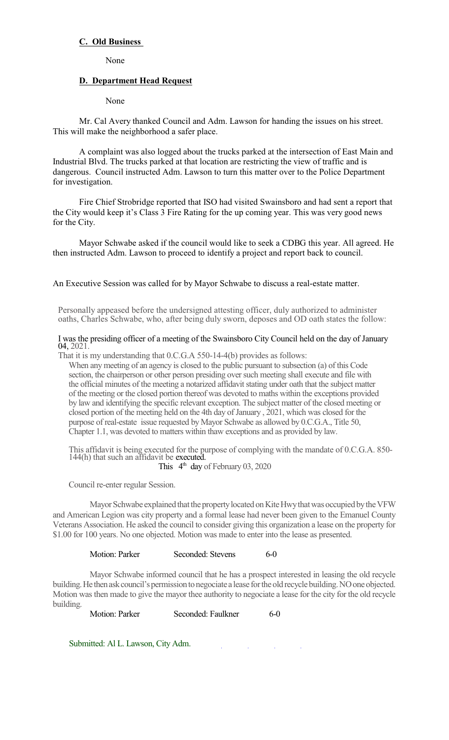**C. Old Business**

None

**D. Department Head Request**

None

Mr. Cal Avery thanked Council and Adm. Lawson for handing the issues on his street. This will make the neighborhood a safer place.

A complaint was also logged about the trucks parked at the intersection of East Main and Industrial Blvd. The trucks parked at that location are restricting the view of traffic and is dangerous. Council instructed Adm. Lawson to turn this matter over to the Police Department for investigation.

Fire Chief Strobridge reported that ISO had visited Swainsboro and had sent a report that the City would keep it's Class 3 Fire Rating for the up coming year. This was very good news for the City.

Mayor Schwabe asked if the council would like to seek a CDBG this year. All agreed. He then instructed Adm. Lawson to proceed to identify a project and report back to council.

An Executive Session was called for by Mayor Schwabe to discuss a real-estate matter.

Personally appeased before the undersigned attesting officer, duly authorized to administer oaths, Charles Schwabe, who, after being duly sworn, deposes and OD oath states the follow:

I was the presiding officer of a meeting of the Swainsboro City Council held on the day of January 04, 2021.

That it is my understanding that 0.C.G.A 550-14-4(b) provides as follows:

When any meeting of an agency is closed to the public pursuant to subsection (a) of this Code section, the chairperson or other person presiding over such meeting shall execute and file with the official minutes of the meeting a notarized affidavit stating under oath that the subject matter of the meeting or the closed portion thereof was devoted to maths within the exceptions provided by law and identifying the specific relevant exception. The subject matter of the closed meeting or closed portion of the meeting held on the 4th day of January , 2021, which was closed for the purpose of real-estate issue requested by Mayor Schwabe as allowed by 0.C.G.A., Title 50, Chapter 1.1, was devoted to matters within thaw exceptions and as provided by law.

This affidavit is being executed for the purpose of complying with the mandate of 0.C.G.A. 850-144(h) that such an affidavit be executed.

This 4th day of February 03, 2020

Council re-enter regular Session.

Mayor Schwabe explained that the property located on Kite Hwy that was occupied by the VFW and American Legion was city property and a formal lease had never been given to the Emanuel County Veterans Association. He asked the council to consider giving this organization a lease on the property for $1.00 for 100 years. No one objected. Motion was made to enter into the lease as presented.

Motion: Parker Seconded: Stevens 6-0

Mayor Schwabe informed council that he has a prospect interested in leasing the old recycle building. He then ask council's permission to negociate a lease for the old recycle building. NO one objected. Motion was then made to give the mayor thee authority to negociate a lease for the city for the old recycle building.

Motion: Parker Seconded: Faulkner 6-0

Submitted: Al L. Lawson, City Adm.